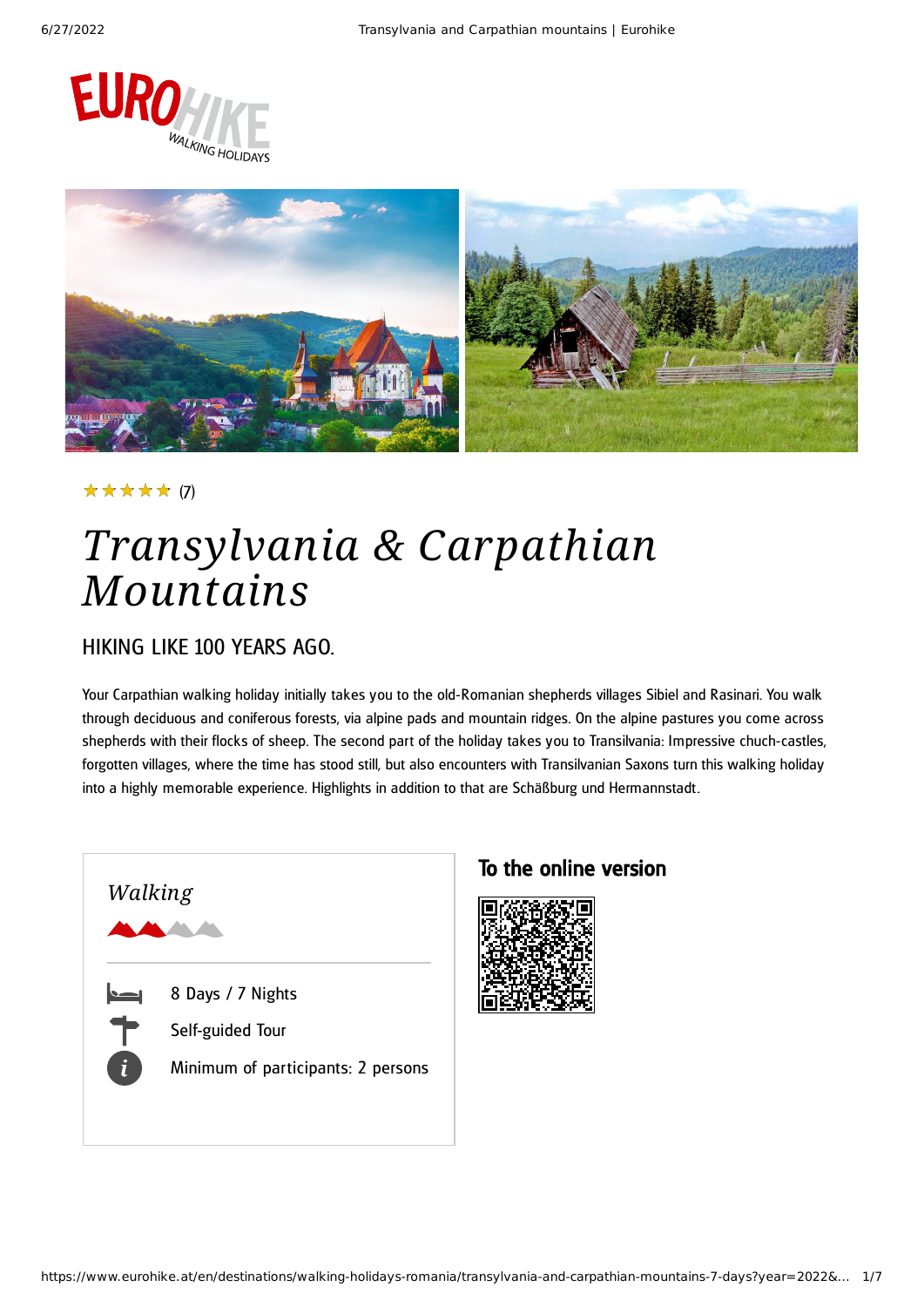★★★★★ (7)

# *Transylvania & Carpathian Mountains*

## HIKING LIKE 100 YEARS AGO.

Your Carpathian walking holiday initially takes you to the old-Romanian shepherds villages Sibiel and Rasinari. You walk through deciduous and coniferous forests, via alpine pads and mountain ridges. On the alpine pastures you come across shepherds with their flocks of sheep. The second part of the holiday takes you to Transilvania: Impressive chuch-castles, forgotten villages, where the time has stood still, but also encounters with Transilvanian Saxons turn this walking holiday into a highly memorable experience. Highlights in addition to that are Schäßburg und Hermannstadt.

*Walking*

- 8 Days / 7 Nights
- Self-guided Tour
- Minimum of participants: 2 persons

## To the online version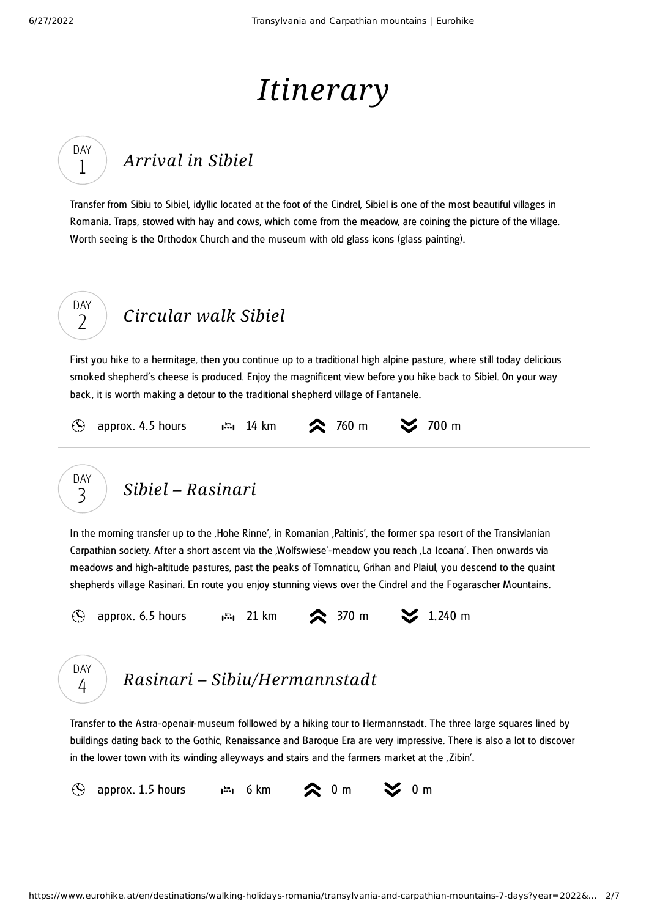# *Itinerary*

## DAY 1 *Arrival in Sibiel*

Transfer from Sibiu to Sibiel, idyllic located at the foot of the Cindrel, Sibiel is one of the most beautiful villages in Romania. Traps, stowed with hay and cows, which come from the meadow, are coining the picture of the village. Worth seeing is the Orthodox Church and the museum with old glass icons (glass painting).

## DAY 2 *Circular walk Sibiel*

First you hike to a hermitage, then you continue up to a traditional high alpine pasture, where still today delicious smoked shepherd's cheese is produced. Enjoy the magnificent view before you hike back to Sibiel. On your way back, it is worth making a detour to the traditional shepherd village of Fantanele.

approx. 4.5 hours | 14 km | 760 m | 700 m

## DAY 3 *Sibiel – Rasinari*

In the morning transfer up to the ,Hohe Rinne', in Romanian ,Paltinis', the former spa resort of the Transivlanian Carpathian society. After a short ascent via the ,Wolfswiese'-meadow you reach ,La Icoana'. Then onwards via meadows and high-altitude pastures, past the peaks of Tomnaticu, Grihan and Plaiul, you descend to the quaint shepherds village Rasinari. En route you enjoy stunning views over the Cindrel and the Fogarascher Mountains.

approx. 6.5 hours | 21 km | 370 m | 1.240 m

## DAY 4 *Rasinari – Sibiu/Hermannstadt*

Transfer to the Astra-openair-museum folllowed by a hiking tour to Hermannstadt. The three large squares lined by buildings dating back to the Gothic, Renaissance and Baroque Era are very impressive. There is also a lot to discover in the lower town with its winding alleyways and stairs and the farmers market at the ,Zibin'.

approx. 1.5 hours | 6 km | 0 m | 0 m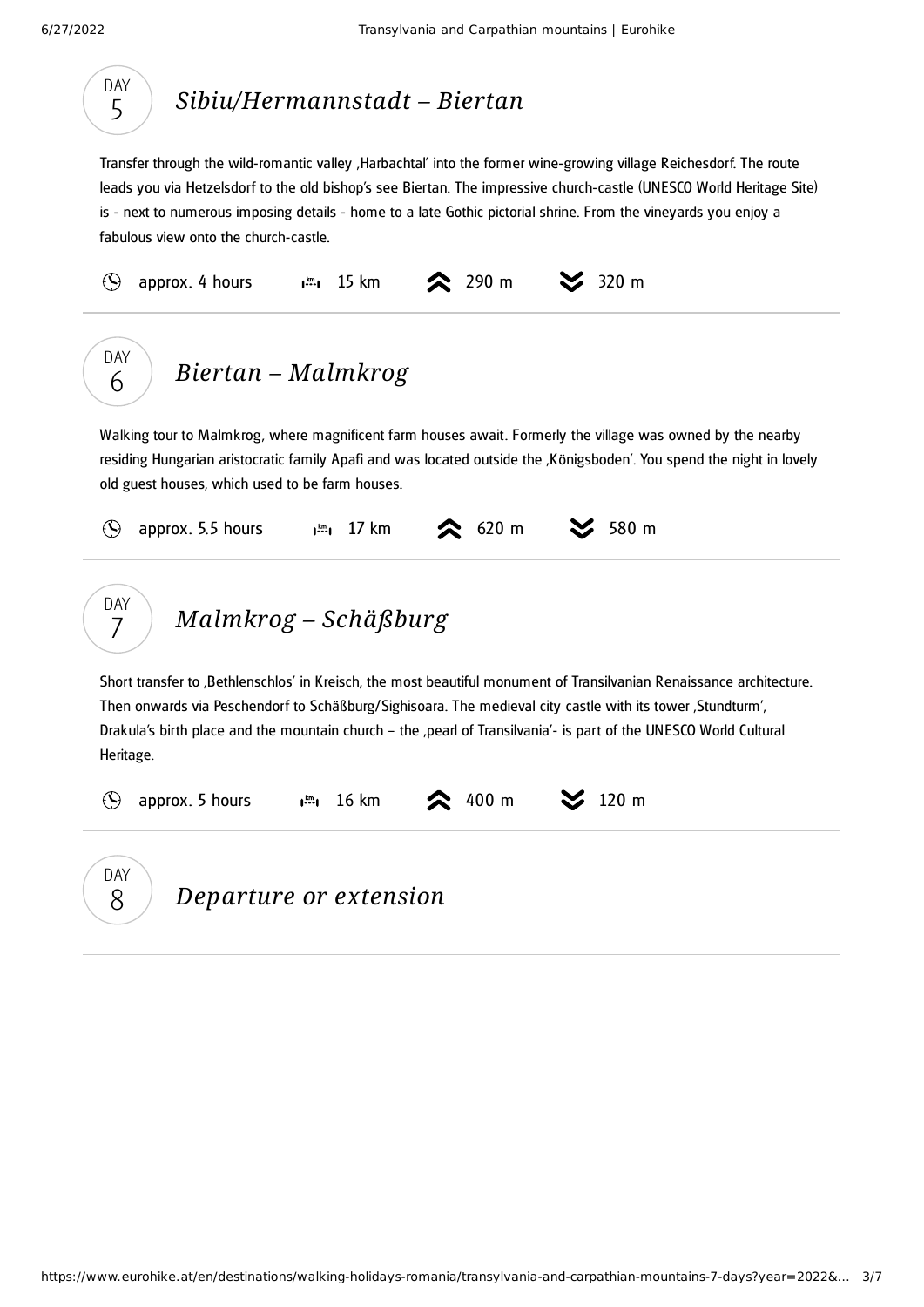## DAY 5 — *Sibiu/Hermannstadt – Biertan*

Transfer through the wild-romantic valley ‚Harbachtal' into the former wine-growing village Reichesdorf. The route leads you via Hetzelsdorf to the old bishop's see Biertan. The impressive church-castle (UNESCO World Heritage Site) is - next to numerous imposing details - home to a late Gothic pictorial shrine. From the vineyards you enjoy a fabulous view onto the church-castle.

approx. 4 hours | 15 km | ascent 290 m | descent 320 m

## DAY 6 — *Biertan – Malmkrog*

Walking tour to Malmkrog, where magnificent farm houses await. Formerly the village was owned by the nearby residing Hungarian aristocratic family Apafi and was located outside the ‚Königsboden'. You spend the night in lovely old guest houses, which used to be farm houses.

approx. 5.5 hours | 17 km | ascent 620 m | descent 580 m

## DAY 7 — *Malmkrog – Schäßburg*

Short transfer to ‚Bethlenschlos' in Kreisch, the most beautiful monument of Transilvanian Renaissance architecture. Then onwards via Peschendorf to Schäßburg/Sighisoara. The medieval city castle with its tower ‚Stundturm', Drakula's birth place and the mountain church – the ‚pearl of Transilvania'- is part of the UNESCO World Cultural Heritage.

approx. 5 hours | 16 km | ascent 400 m | descent 120 m

## DAY 8 — *Departure or extension*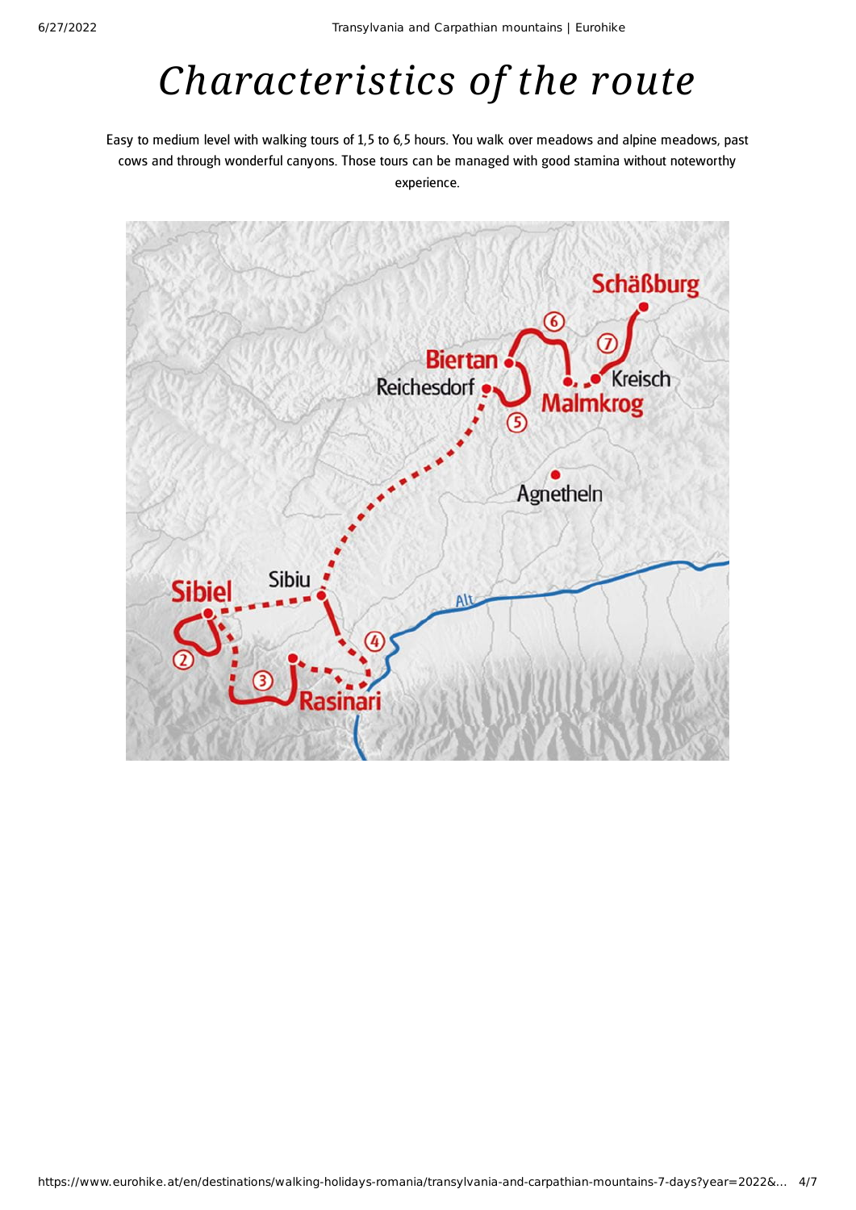# Characteristics of the route

Easy to medium level with walking tours of 1,5 to 6,5 hours. You walk over meadows and alpine meadows, past cows and through wonderful canyons. Those tours can be managed with good stamina without noteworthy experience.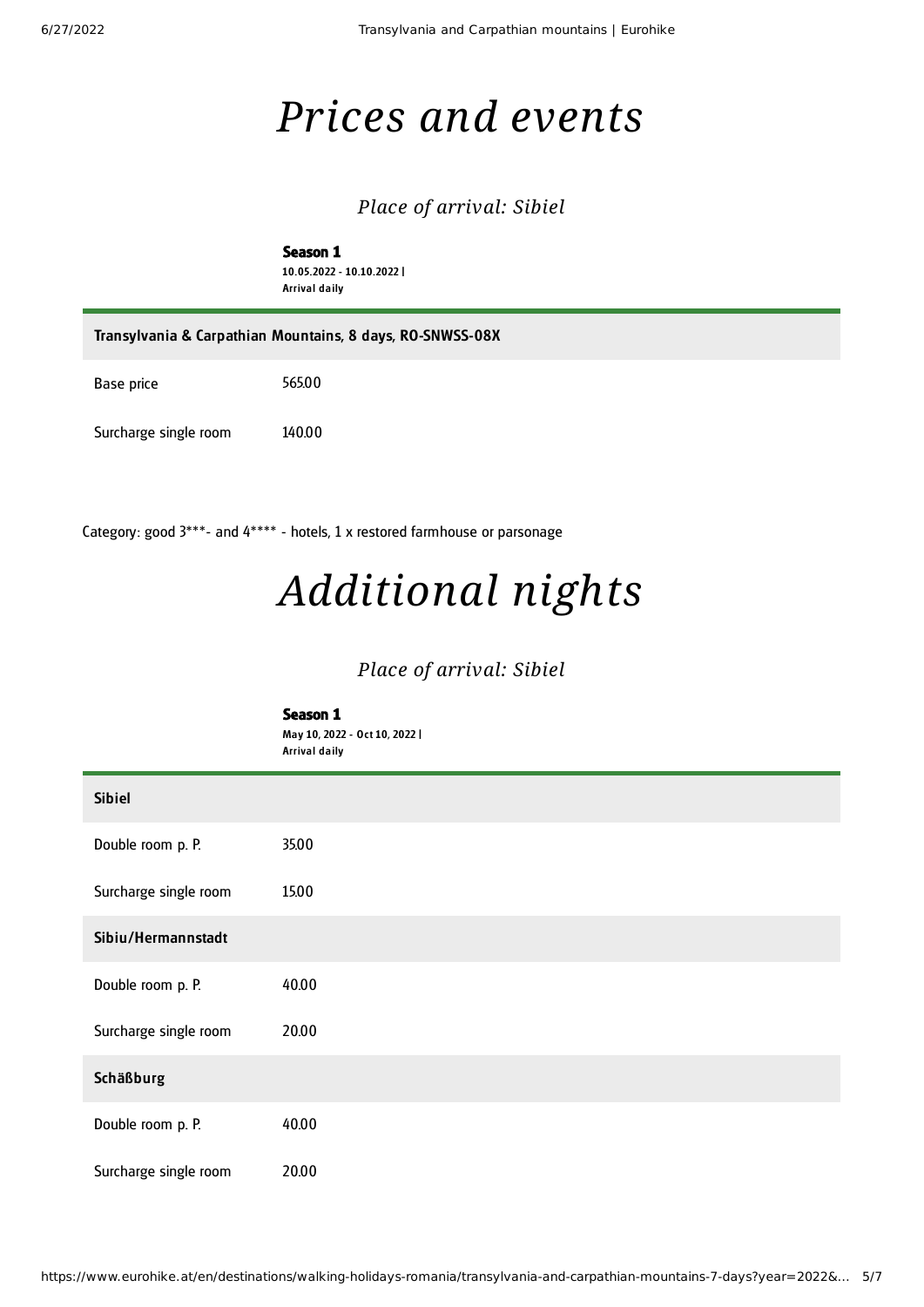# *Prices and events*

### *Place of arrival: Sibiel*

**Season 1**
10.05.2022 - 10.10.2022 |
Arrival daily

| Transylvania & Carpathian Mountains, 8 days, RO-SNWSS-08X | |
|---|---|
| Base price | 565.00 |
| Surcharge single room | 140.00 |

Category: good 3***- and 4**** - hotels, 1 x restored farmhouse or parsonage

# *Additional nights*

### *Place of arrival: Sibiel*

**Season 1**
May 10, 2022 - Oct 10, 2022 |
Arrival daily

| Sibiel | |
|---|---|
| Double room p. P. | 35.00 |
| Surcharge single room | 15.00 |
| **Sibiu/Hermannstadt** | |
| Double room p. P. | 40.00 |
| Surcharge single room | 20.00 |
| **Schäßburg** | |
| Double room p. P. | 40.00 |
| Surcharge single room | 20.00 |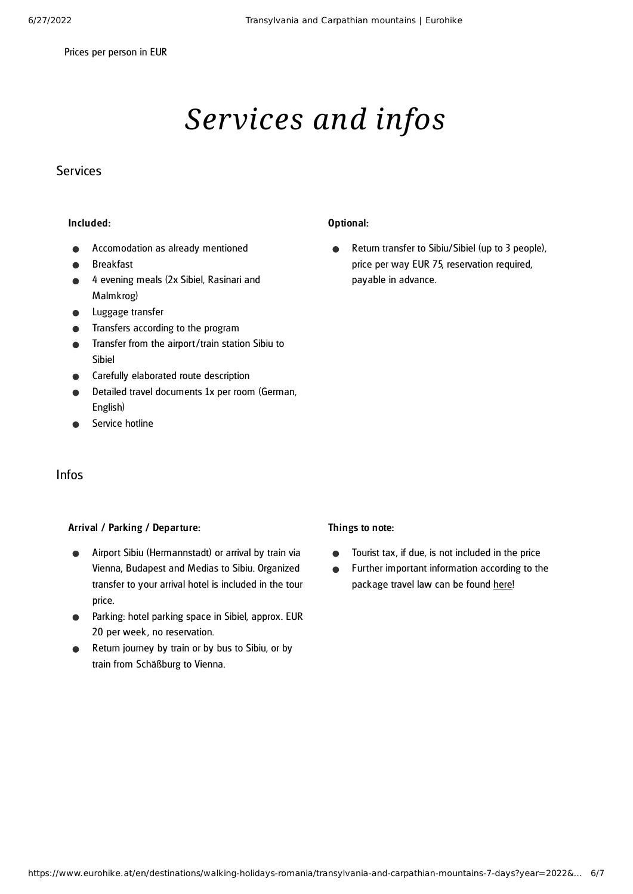Prices per person in EUR

# *Services and infos*

## Services

**Included:**

- Accomodation as already mentioned
- Breakfast
- 4 evening meals (2x Sibiel, Rasinari and Malmkrog)
- Luggage transfer
- Transfers according to the program
- Transfer from the airport/train station Sibiu to Sibiel
- Carefully elaborated route description
- Detailed travel documents 1x per room (German, English)
- Service hotline

**Optional:**

- Return transfer to Sibiu/Sibiel (up to 3 people), price per way EUR 75, reservation required, payable in advance.

## Infos

**Arrival / Parking / Departure:**

- Airport Sibiu (Hermannstadt) or arrival by train via Vienna, Budapest and Medias to Sibiu. Organized transfer to your arrival hotel is included in the tour price.
- Parking: hotel parking space in Sibiel, approx. EUR 20 per week, no reservation.
- Return journey by train or by bus to Sibiu, or by train from Schäßburg to Vienna.

**Things to note:**

- Tourist tax, if due, is not included in the price
- Further important information according to the package travel law can be found here!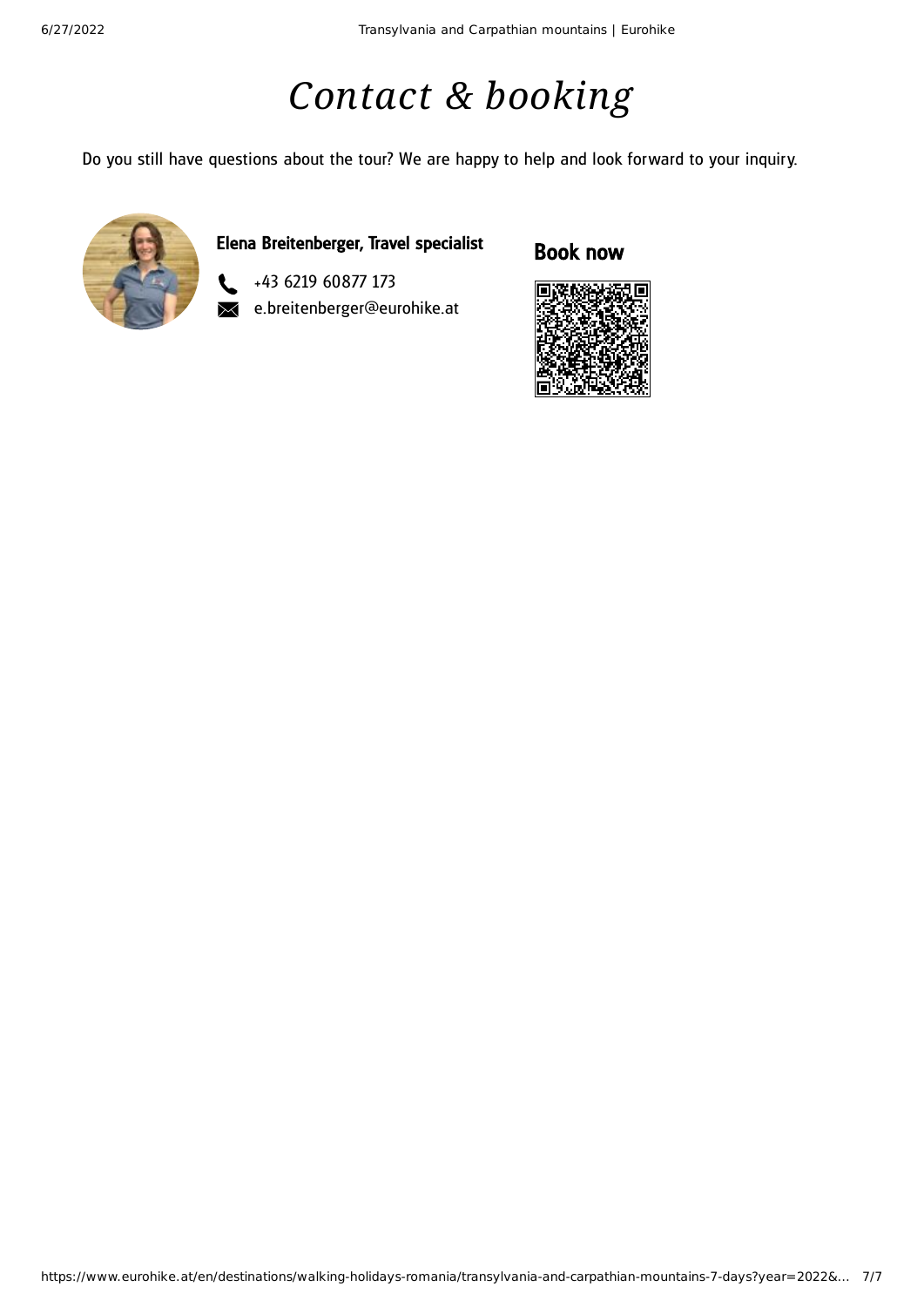# *Contact & booking*

Do you still have questions about the tour? We are happy to help and look forward to your inquiry.

**Elena Breitenberger, Travel specialist**

+43 6219 60877 173

e.breitenberger@eurohike.at

**Book now**